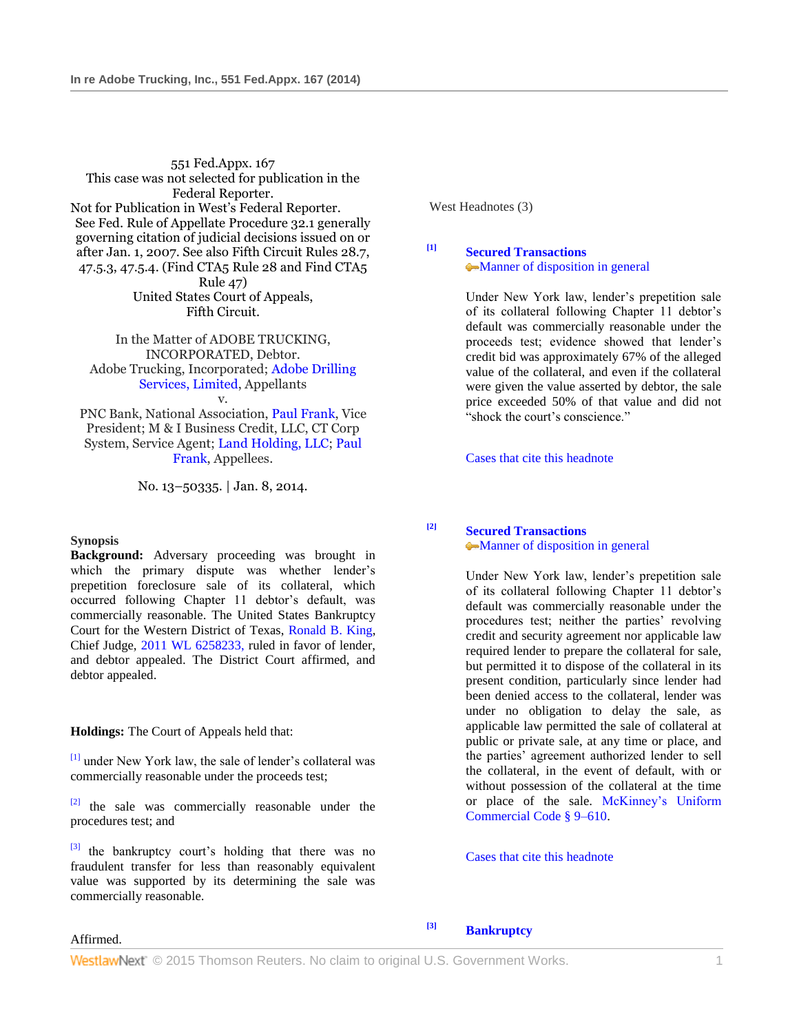551 Fed.Appx. 167
This case was not selected for publication in the Federal Reporter.
Not for Publication in West's Federal Reporter.
See Fed. Rule of Appellate Procedure 32.1 generally governing citation of judicial decisions issued on or after Jan. 1, 2007. See also Fifth Circuit Rules 28.7, 47.5.3, 47.5.4. (Find CTA5 Rule 28 and Find CTA5 Rule 47)
United States Court of Appeals, Fifth Circuit.

In the Matter of ADOBE TRUCKING, INCORPORATED, Debtor.
Adobe Trucking, Incorporated; Adobe Drilling Services, Limited, Appellants
v.
PNC Bank, National Association, Paul Frank, Vice President; M & I Business Credit, LLC, CT Corp System, Service Agent; Land Holding, LLC; Paul Frank, Appellees.

No. 13–50335. | Jan. 8, 2014.

**Synopsis**

**Background:** Adversary proceeding was brought in which the primary dispute was whether lender's prepetition foreclosure sale of its collateral, which occurred following Chapter 11 debtor's default, was commercially reasonable. The United States Bankruptcy Court for the Western District of Texas, Ronald B. King, Chief Judge, 2011 WL 6258233, ruled in favor of lender, and debtor appealed. The District Court affirmed, and debtor appealed.

**Holdings:** The Court of Appeals held that:

[1] under New York law, the sale of lender's collateral was commercially reasonable under the proceeds test;

[2] the sale was commercially reasonable under the procedures test; and

[3] the bankruptcy court's holding that there was no fraudulent transfer for less than reasonably equivalent value was supported by its determining the sale was commercially reasonable.

Affirmed.

West Headnotes (3)

[1] **Secured Transactions**
Manner of disposition in general

Under New York law, lender's prepetition sale of its collateral following Chapter 11 debtor's default was commercially reasonable under the proceeds test; evidence showed that lender's credit bid was approximately 67% of the alleged value of the collateral, and even if the collateral were given the value asserted by debtor, the sale price exceeded 50% of that value and did not "shock the court's conscience."

Cases that cite this headnote

[2] **Secured Transactions**
Manner of disposition in general

Under New York law, lender's prepetition sale of its collateral following Chapter 11 debtor's default was commercially reasonable under the procedures test; neither the parties' revolving credit and security agreement nor applicable law required lender to prepare the collateral for sale, but permitted it to dispose of the collateral in its present condition, particularly since lender had been denied access to the collateral, lender was under no obligation to delay the sale, as applicable law permitted the sale of collateral at public or private sale, at any time or place, and the parties' agreement authorized lender to sell the collateral, in the event of default, with or without possession of the collateral at the time or place of the sale. McKinney's Uniform Commercial Code § 9–610.

Cases that cite this headnote

[3] **Bankruptcy**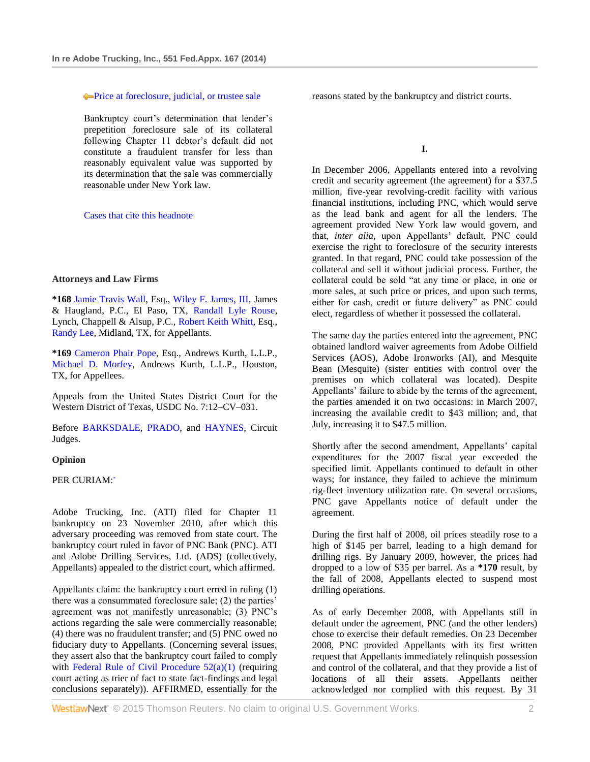Price at foreclosure, judicial, or trustee sale

Bankruptcy court's determination that lender's prepetition foreclosure sale of its collateral following Chapter 11 debtor's default did not constitute a fraudulent transfer for less than reasonably equivalent value was supported by its determination that the sale was commercially reasonable under New York law.

Cases that cite this headnote

**Attorneys and Law Firms**

**\*168** Jamie Travis Wall, Esq., Wiley F. James, III, James & Haugland, P.C., El Paso, TX, Randall Lyle Rouse, Lynch, Chappell & Alsup, P.C., Robert Keith Whitt, Esq., Randy Lee, Midland, TX, for Appellants.

**\*169** Cameron Phair Pope, Esq., Andrews Kurth, L.L.P., Michael D. Morfey, Andrews Kurth, L.L.P., Houston, TX, for Appellees.

Appeals from the United States District Court for the Western District of Texas, USDC No. 7:12–CV–031.

Before BARKSDALE, PRADO, and HAYNES, Circuit Judges.

**Opinion**

PER CURIAM:*

Adobe Trucking, Inc. (ATI) filed for Chapter 11 bankruptcy on 23 November 2010, after which this adversary proceeding was removed from state court. The bankruptcy court ruled in favor of PNC Bank (PNC). ATI and Adobe Drilling Services, Ltd. (ADS) (collectively, Appellants) appealed to the district court, which affirmed.

Appellants claim: the bankruptcy court erred in ruling (1) there was a consummated foreclosure sale; (2) the parties' agreement was not manifestly unreasonable; (3) PNC's actions regarding the sale were commercially reasonable; (4) there was no fraudulent transfer; and (5) PNC owed no fiduciary duty to Appellants. (Concerning several issues, they assert also that the bankruptcy court failed to comply with Federal Rule of Civil Procedure 52(a)(1) (requiring court acting as trier of fact to state fact-findings and legal conclusions separately)). AFFIRMED, essentially for the reasons stated by the bankruptcy and district courts.

**I.**

In December 2006, Appellants entered into a revolving credit and security agreement (the agreement) for a $37.5 million, five-year revolving-credit facility with various financial institutions, including PNC, which would serve as the lead bank and agent for all the lenders. The agreement provided New York law would govern, and that, *inter alia*, upon Appellants' default, PNC could exercise the right to foreclose of the security interests granted. In that regard, PNC could take possession of the collateral and sell it without judicial process. Further, the collateral could be sold "at any time or place, in one or more sales, at such price or prices, and upon such terms, either for cash, credit or future delivery" as PNC could elect, regardless of whether it possessed the collateral.

The same day the parties entered into the agreement, PNC obtained landlord waiver agreements from Adobe Oilfield Services (AOS), Adobe Ironworks (AI), and Mesquite Bean (Mesquite) (sister entities with control over the premises on which collateral was located). Despite Appellants' failure to abide by the terms of the agreement, the parties amended it on two occasions: in March 2007, increasing the available credit to $43 million; and, that July, increasing it to $47.5 million.

Shortly after the second amendment, Appellants' capital expenditures for the 2007 fiscal year exceeded the specified limit. Appellants continued to default in other ways; for instance, they failed to achieve the minimum rig-fleet inventory utilization rate. On several occasions, PNC gave Appellants notice of default under the agreement.

During the first half of 2008, oil prices steadily rose to a high of $145 per barrel, leading to a high demand for drilling rigs. By January 2009, however, the prices had dropped to a low of $35 per barrel. As a **\*170** result, by the fall of 2008, Appellants elected to suspend most drilling operations.

As of early December 2008, with Appellants still in default under the agreement, PNC (and the other lenders) chose to exercise their default remedies. On 23 December 2008, PNC provided Appellants with its first written request that Appellants immediately relinquish possession and control of the collateral, and that they provide a list of locations of all their assets. Appellants neither acknowledged nor complied with this request. By 31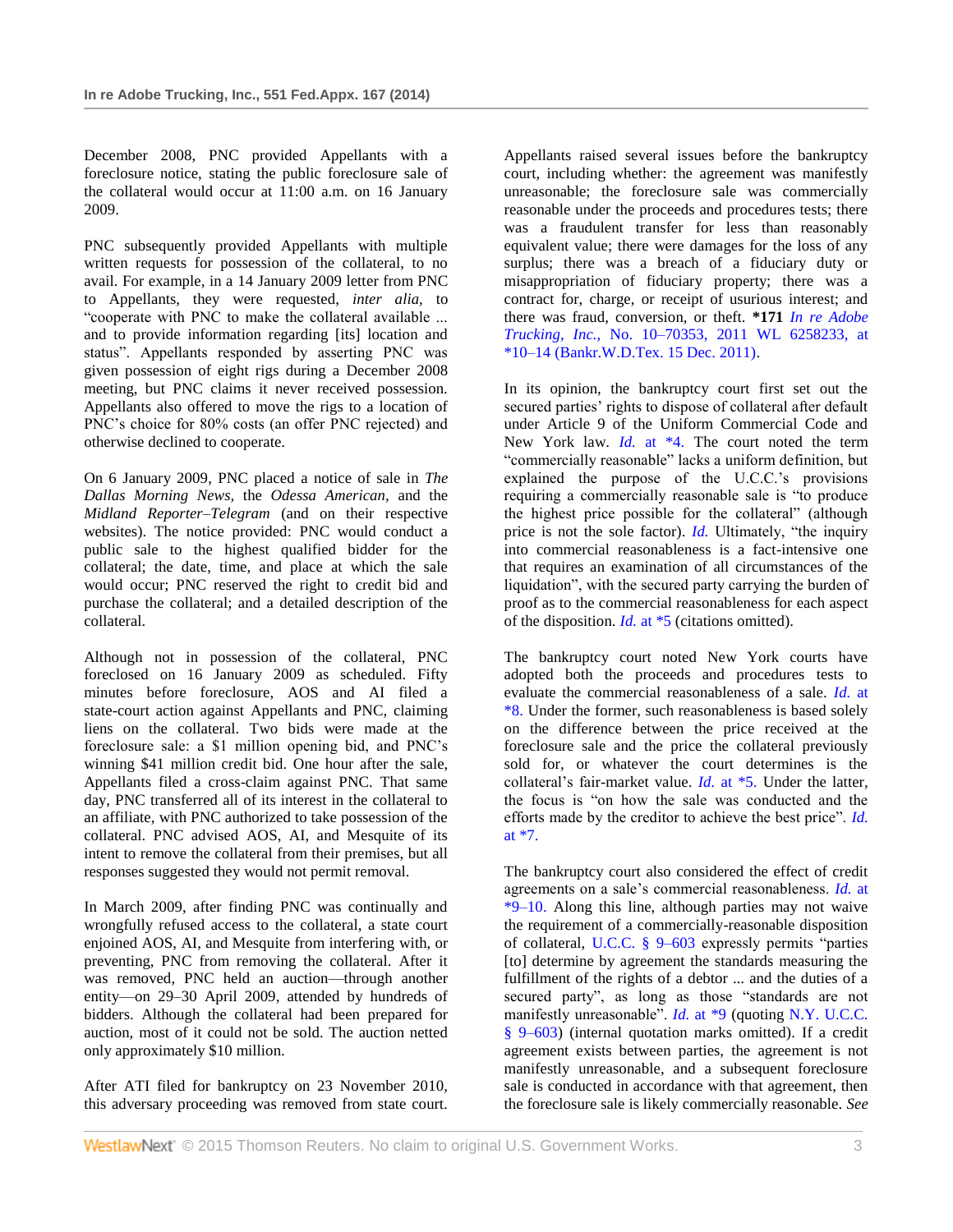December 2008, PNC provided Appellants with a foreclosure notice, stating the public foreclosure sale of the collateral would occur at 11:00 a.m. on 16 January 2009.

PNC subsequently provided Appellants with multiple written requests for possession of the collateral, to no avail. For example, in a 14 January 2009 letter from PNC to Appellants, they were requested, *inter alia,* to "cooperate with PNC to make the collateral available ... and to provide information regarding [its] location and status". Appellants responded by asserting PNC was given possession of eight rigs during a December 2008 meeting, but PNC claims it never received possession. Appellants also offered to move the rigs to a location of PNC's choice for 80% costs (an offer PNC rejected) and otherwise declined to cooperate.

On 6 January 2009, PNC placed a notice of sale in *The Dallas Morning News,* the *Odessa American,* and the *Midland Reporter–Telegram* (and on their respective websites). The notice provided: PNC would conduct a public sale to the highest qualified bidder for the collateral; the date, time, and place at which the sale would occur; PNC reserved the right to credit bid and purchase the collateral; and a detailed description of the collateral.

Although not in possession of the collateral, PNC foreclosed on 16 January 2009 as scheduled. Fifty minutes before foreclosure, AOS and AI filed a state-court action against Appellants and PNC, claiming liens on the collateral. Two bids were made at the foreclosure sale: a $1 million opening bid, and PNC's winning $41 million credit bid. One hour after the sale, Appellants filed a cross-claim against PNC. That same day, PNC transferred all of its interest in the collateral to an affiliate, with PNC authorized to take possession of the collateral. PNC advised AOS, AI, and Mesquite of its intent to remove the collateral from their premises, but all responses suggested they would not permit removal.

In March 2009, after finding PNC was continually and wrongfully refused access to the collateral, a state court enjoined AOS, AI, and Mesquite from interfering with, or preventing, PNC from removing the collateral. After it was removed, PNC held an auction—through another entity—on 29–30 April 2009, attended by hundreds of bidders. Although the collateral had been prepared for auction, most of it could not be sold. The auction netted only approximately $10 million.

After ATI filed for bankruptcy on 23 November 2010, this adversary proceeding was removed from state court. Appellants raised several issues before the bankruptcy court, including whether: the agreement was manifestly unreasonable; the foreclosure sale was commercially reasonable under the proceeds and procedures tests; there was a fraudulent transfer for less than reasonably equivalent value; there were damages for the loss of any surplus; there was a breach of a fiduciary duty or misappropriation of fiduciary property; there was a contract for, charge, or receipt of usurious interest; and there was fraud, conversion, or theft. **\*171** *In re Adobe Trucking, Inc.,* No. 10–70353, 2011 WL 6258233, at \*10–14 (Bankr.W.D.Tex. 15 Dec. 2011).

In its opinion, the bankruptcy court first set out the secured parties' rights to dispose of collateral after default under Article 9 of the Uniform Commercial Code and New York law. *Id.* at \*4. The court noted the term "commercially reasonable" lacks a uniform definition, but explained the purpose of the U.C.C.'s provisions requiring a commercially reasonable sale is "to produce the highest price possible for the collateral" (although price is not the sole factor). *Id.* Ultimately, "the inquiry into commercial reasonableness is a fact-intensive one that requires an examination of all circumstances of the liquidation", with the secured party carrying the burden of proof as to the commercial reasonableness for each aspect of the disposition. *Id.* at \*5 (citations omitted).

The bankruptcy court noted New York courts have adopted both the proceeds and procedures tests to evaluate the commercial reasonableness of a sale. *Id.* at \*8. Under the former, such reasonableness is based solely on the difference between the price received at the foreclosure sale and the price the collateral previously sold for, or whatever the court determines is the collateral's fair-market value. *Id.* at \*5. Under the latter, the focus is "on how the sale was conducted and the efforts made by the creditor to achieve the best price". *Id.* at \*7.

The bankruptcy court also considered the effect of credit agreements on a sale's commercial reasonableness. *Id.* at \*9–10. Along this line, although parties may not waive the requirement of a commercially-reasonable disposition of collateral, U.C.C. § 9–603 expressly permits "parties [to] determine by agreement the standards measuring the fulfillment of the rights of a debtor ... and the duties of a secured party", as long as those "standards are not manifestly unreasonable". *Id.* at \*9 (quoting N.Y. U.C.C. § 9–603) (internal quotation marks omitted). If a credit agreement exists between parties, the agreement is not manifestly unreasonable, and a subsequent foreclosure sale is conducted in accordance with that agreement, then the foreclosure sale is likely commercially reasonable. *See*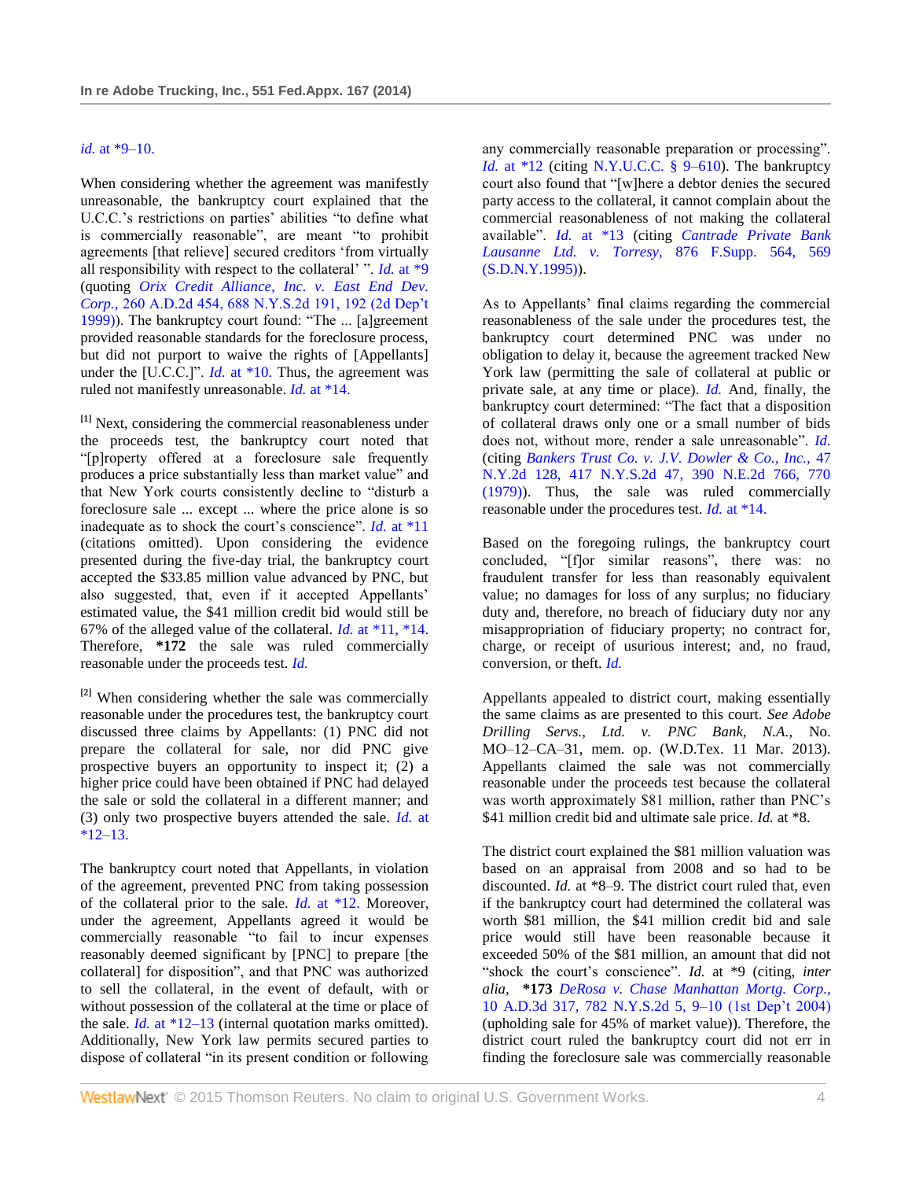*id.* at *9–10.

When considering whether the agreement was manifestly unreasonable, the bankruptcy court explained that the U.C.C.'s restrictions on parties' abilities "to define what is commercially reasonable", are meant "to prohibit agreements [that relieve] secured creditors 'from virtually all responsibility with respect to the collateral' ". *Id.* at *9 (quoting *Orix Credit Alliance, Inc. v. East End Dev. Corp.,* 260 A.D.2d 454, 688 N.Y.S.2d 191, 192 (2d Dep't 1999)). The bankruptcy court found: "The ... [a]greement provided reasonable standards for the foreclosure process, but did not purport to waive the rights of [Appellants] under the [U.C.C.]". *Id.* at *10. Thus, the agreement was ruled not manifestly unreasonable. *Id.* at *14.

[1] Next, considering the commercial reasonableness under the proceeds test, the bankruptcy court noted that "[p]roperty offered at a foreclosure sale frequently produces a price substantially less than market value" and that New York courts consistently decline to "disturb a foreclosure sale ... except ... where the price alone is so inadequate as to shock the court's conscience". *Id.* at *11 (citations omitted). Upon considering the evidence presented during the five-day trial, the bankruptcy court accepted the $33.85 million value advanced by PNC, but also suggested, that, even if it accepted Appellants' estimated value, the $41 million credit bid would still be 67% of the alleged value of the collateral. *Id.* at *11, *14. Therefore, **\*172** the sale was ruled commercially reasonable under the proceeds test. *Id.*

[2] When considering whether the sale was commercially reasonable under the procedures test, the bankruptcy court discussed three claims by Appellants: (1) PNC did not prepare the collateral for sale, nor did PNC give prospective buyers an opportunity to inspect it; (2) a higher price could have been obtained if PNC had delayed the sale or sold the collateral in a different manner; and (3) only two prospective buyers attended the sale. *Id.* at *12–13.

The bankruptcy court noted that Appellants, in violation of the agreement, prevented PNC from taking possession of the collateral prior to the sale. *Id.* at *12. Moreover, under the agreement, Appellants agreed it would be commercially reasonable "to fail to incur expenses reasonably deemed significant by [PNC] to prepare [the collateral] for disposition", and that PNC was authorized to sell the collateral, in the event of default, with or without possession of the collateral at the time or place of the sale. *Id.* at *12–13 (internal quotation marks omitted). Additionally, New York law permits secured parties to dispose of collateral "in its present condition or following any commercially reasonable preparation or processing". *Id.* at *12 (citing N.Y.U.C.C. § 9–610). The bankruptcy court also found that "[w]here a debtor denies the secured party access to the collateral, it cannot complain about the commercial reasonableness of not making the collateral available". *Id.* at *13 (citing *Cantrade Private Bank Lausanne Ltd. v. Torresy,* 876 F.Supp. 564, 569 (S.D.N.Y.1995)).

As to Appellants' final claims regarding the commercial reasonableness of the sale under the procedures test, the bankruptcy court determined PNC was under no obligation to delay it, because the agreement tracked New York law (permitting the sale of collateral at public or private sale, at any time or place). *Id.* And, finally, the bankruptcy court determined: "The fact that a disposition of collateral draws only one or a small number of bids does not, without more, render a sale unreasonable". *Id.* (citing *Bankers Trust Co. v. J.V. Dowler & Co., Inc.,* 47 N.Y.2d 128, 417 N.Y.S.2d 47, 390 N.E.2d 766, 770 (1979)). Thus, the sale was ruled commercially reasonable under the procedures test. *Id.* at *14.

Based on the foregoing rulings, the bankruptcy court concluded, "[f]or similar reasons", there was: no fraudulent transfer for less than reasonably equivalent value; no damages for loss of any surplus; no fiduciary duty and, therefore, no breach of fiduciary duty nor any misappropriation of fiduciary property; no contract for, charge, or receipt of usurious interest; and, no fraud, conversion, or theft. *Id.*

Appellants appealed to district court, making essentially the same claims as are presented to this court. *See Adobe Drilling Servs., Ltd. v. PNC Bank, N.A.,* No. MO–12–CA–31, mem. op. (W.D.Tex. 11 Mar. 2013). Appellants claimed the sale was not commercially reasonable under the proceeds test because the collateral was worth approximately $81 million, rather than PNC's $41 million credit bid and ultimate sale price. *Id.* at *8.

The district court explained the $81 million valuation was based on an appraisal from 2008 and so had to be discounted. *Id.* at *8–9. The district court ruled that, even if the bankruptcy court had determined the collateral was worth $81 million, the $41 million credit bid and sale price would still have been reasonable because it exceeded 50% of the $81 million, an amount that did not "shock the court's conscience". *Id.* at *9 (citing, *inter alia,* **\*173** *DeRosa v. Chase Manhattan Mortg. Corp.,* 10 A.D.3d 317, 782 N.Y.S.2d 5, 9–10 (1st Dep't 2004) (upholding sale for 45% of market value)). Therefore, the district court ruled the bankruptcy court did not err in finding the foreclosure sale was commercially reasonable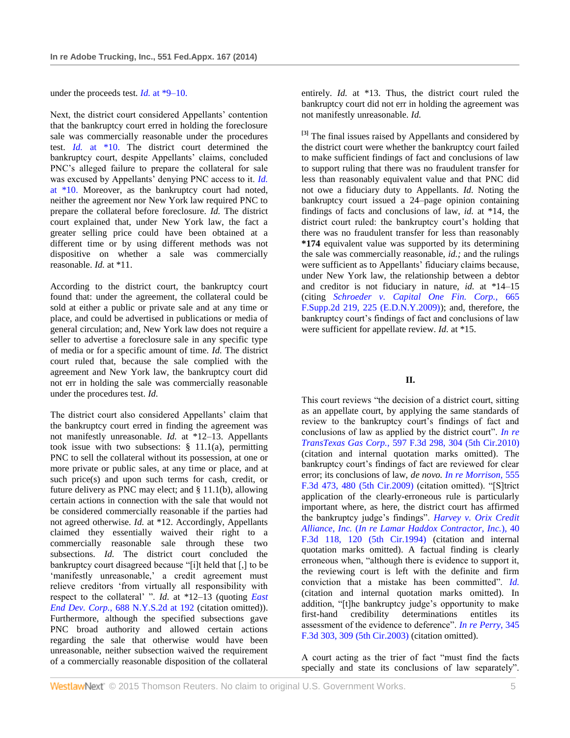under the proceeds test. *Id.* at *9–10.

Next, the district court considered Appellants' contention that the bankruptcy court erred in holding the foreclosure sale was commercially reasonable under the procedures test. *Id.* at *10. The district court determined the bankruptcy court, despite Appellants' claims, concluded PNC's alleged failure to prepare the collateral for sale was excused by Appellants' denying PNC access to it. *Id.* at *10. Moreover, as the bankruptcy court had noted, neither the agreement nor New York law required PNC to prepare the collateral before foreclosure. *Id.* The district court explained that, under New York law, the fact a greater selling price could have been obtained at a different time or by using different methods was not dispositive on whether a sale was commercially reasonable. *Id.* at *11.

According to the district court, the bankruptcy court found that: under the agreement, the collateral could be sold at either a public or private sale and at any time or place, and could be advertised in publications or media of general circulation; and, New York law does not require a seller to advertise a foreclosure sale in any specific type of media or for a specific amount of time. *Id.* The district court ruled that, because the sale complied with the agreement and New York law, the bankruptcy court did not err in holding the sale was commercially reasonable under the procedures test. *Id.*

The district court also considered Appellants' claim that the bankruptcy court erred in finding the agreement was not manifestly unreasonable. *Id.* at *12–13. Appellants took issue with two subsections: § 11.1(a), permitting PNC to sell the collateral without its possession, at one or more private or public sales, at any time or place, and at such price(s) and upon such terms for cash, credit, or future delivery as PNC may elect; and § 11.1(b), allowing certain actions in connection with the sale that would not be considered commercially reasonable if the parties had not agreed otherwise. *Id.* at *12. Accordingly, Appellants claimed they essentially waived their right to a commercially reasonable sale through these two subsections. *Id.* The district court concluded the bankruptcy court disagreed because "[i]t held that [,] to be 'manifestly unreasonable,' a credit agreement must relieve creditors 'from virtually all responsibility with respect to the collateral' ". *Id.* at *12–13 (quoting *East End Dev. Corp.,* 688 N.Y.S.2d at 192 (citation omitted)). Furthermore, although the specified subsections gave PNC broad authority and allowed certain actions regarding the sale that otherwise would have been unreasonable, neither subsection waived the requirement of a commercially reasonable disposition of the collateral entirely. *Id.* at *13. Thus, the district court ruled the bankruptcy court did not err in holding the agreement was not manifestly unreasonable. *Id.*

[3] The final issues raised by Appellants and considered by the district court were whether the bankruptcy court failed to make sufficient findings of fact and conclusions of law to support ruling that there was no fraudulent transfer for less than reasonably equivalent value and that PNC did not owe a fiduciary duty to Appellants. *Id.* Noting the bankruptcy court issued a 24–page opinion containing findings of facts and conclusions of law, *id.* at *14, the district court ruled: the bankruptcy court's holding that there was no fraudulent transfer for less than reasonably **\*174** equivalent value was supported by its determining the sale was commercially reasonable, *id.;* and the rulings were sufficient as to Appellants' fiduciary claims because, under New York law, the relationship between a debtor and creditor is not fiduciary in nature, *id.* at *14–15 (citing *Schroeder v. Capital One Fin. Corp.,* 665 F.Supp.2d 219, 225 (E.D.N.Y.2009)); and, therefore, the bankruptcy court's findings of fact and conclusions of law were sufficient for appellate review. *Id.* at *15.

## II.

This court reviews "the decision of a district court, sitting as an appellate court, by applying the same standards of review to the bankruptcy court's findings of fact and conclusions of law as applied by the district court". *In re TransTexas Gas Corp.,* 597 F.3d 298, 304 (5th Cir.2010) (citation and internal quotation marks omitted). The bankruptcy court's findings of fact are reviewed for clear error; its conclusions of law, *de novo. In re Morrison,* 555 F.3d 473, 480 (5th Cir.2009) (citation omitted). "[S]trict application of the clearly-erroneous rule is particularly important where, as here, the district court has affirmed the bankruptcy judge's findings". *Harvey v. Orix Credit Alliance, Inc.* (*In re Lamar Haddox Contractor, Inc.*), 40 F.3d 118, 120 (5th Cir.1994) (citation and internal quotation marks omitted). A factual finding is clearly erroneous when, "although there is evidence to support it, the reviewing court is left with the definite and firm conviction that a mistake has been committed". *Id.* (citation and internal quotation marks omitted). In addition, "[t]he bankruptcy judge's opportunity to make first-hand credibility determinations entitles its assessment of the evidence to deference". *In re Perry,* 345 F.3d 303, 309 (5th Cir.2003) (citation omitted).

A court acting as the trier of fact "must find the facts specially and state its conclusions of law separately".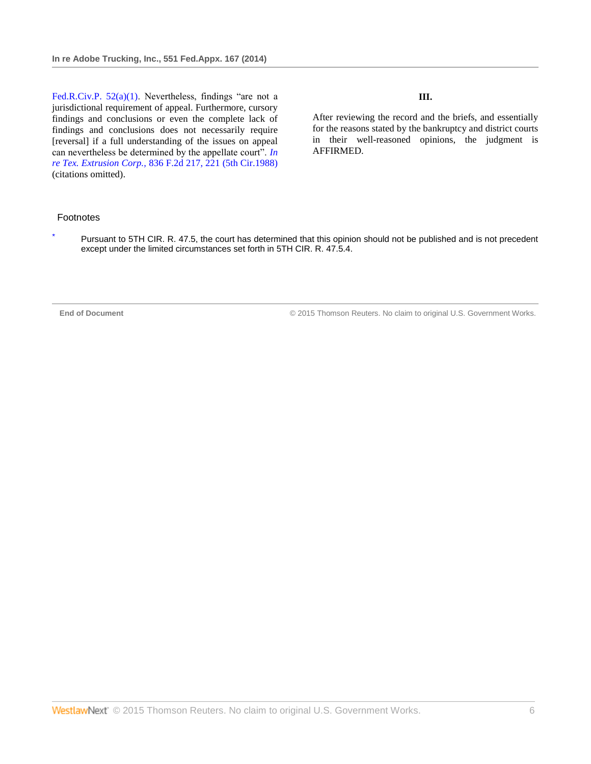Fed.R.Civ.P. 52(a)(1). Nevertheless, findings "are not a jurisdictional requirement of appeal. Furthermore, cursory findings and conclusions or even the complete lack of findings and conclusions does not necessarily require [reversal] if a full understanding of the issues on appeal can nevertheless be determined by the appellate court". *In re Tex. Extrusion Corp.,* 836 F.2d 217, 221 (5th Cir.1988) (citations omitted).

### III.

After reviewing the record and the briefs, and essentially for the reasons stated by the bankruptcy and district courts in their well-reasoned opinions, the judgment is AFFIRMED.

#### Footnotes

\* Pursuant to 5TH CIR. R. 47.5, the court has determined that this opinion should not be published and is not precedent except under the limited circumstances set forth in 5TH CIR. R. 47.5.4.

End of Document